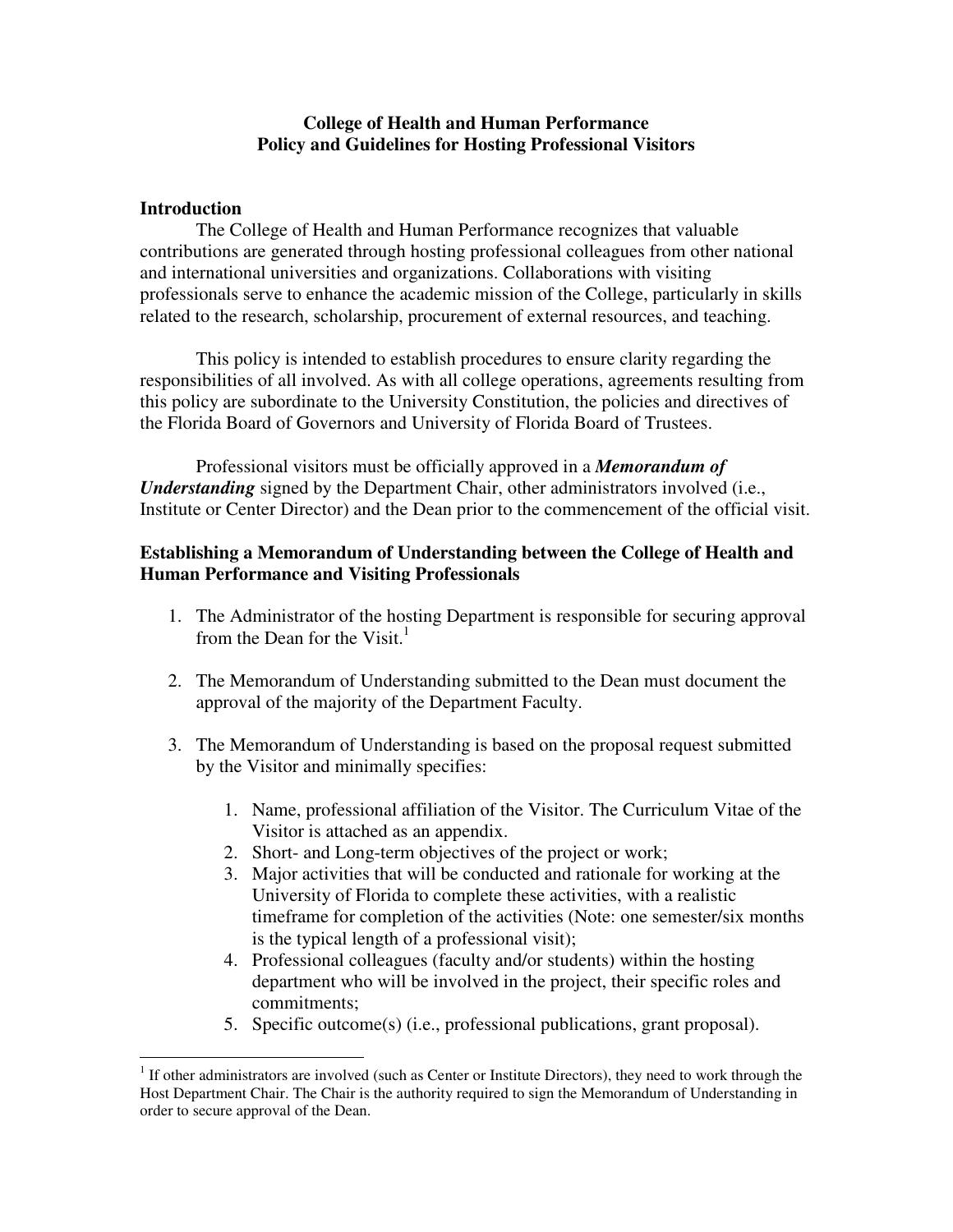# College of Health and Human Performance
# Policy and Guidelines for Hosting Professional Visitors

## Introduction

The College of Health and Human Performance recognizes that valuable contributions are generated through hosting professional colleagues from other national and international universities and organizations. Collaborations with visiting professionals serve to enhance the academic mission of the College, particularly in skills related to the research, scholarship, procurement of external resources, and teaching.

This policy is intended to establish procedures to ensure clarity regarding the responsibilities of all involved. As with all college operations, agreements resulting from this policy are subordinate to the University Constitution, the policies and directives of the Florida Board of Governors and University of Florida Board of Trustees.

Professional visitors must be officially approved in a ***Memorandum of Understanding*** signed by the Department Chair, other administrators involved (i.e., Institute or Center Director) and the Dean prior to the commencement of the official visit.

## Establishing a Memorandum of Understanding between the College of Health and Human Performance and Visiting Professionals

1. The Administrator of the hosting Department is responsible for securing approval from the Dean for the Visit.[1]

2. The Memorandum of Understanding submitted to the Dean must document the approval of the majority of the Department Faculty.

3. The Memorandum of Understanding is based on the proposal request submitted by the Visitor and minimally specifies:

    1. Name, professional affiliation of the Visitor. The Curriculum Vitae of the Visitor is attached as an appendix.
    2. Short- and Long-term objectives of the project or work;
    3. Major activities that will be conducted and rationale for working at the University of Florida to complete these activities, with a realistic timeframe for completion of the activities (Note: one semester/six months is the typical length of a professional visit);
    4. Professional colleagues (faculty and/or students) within the hosting department who will be involved in the project, their specific roles and commitments;
    5. Specific outcome(s) (i.e., professional publications, grant proposal).

---

[1] If other administrators are involved (such as Center or Institute Directors), they need to work through the Host Department Chair. The Chair is the authority required to sign the Memorandum of Understanding in order to secure approval of the Dean.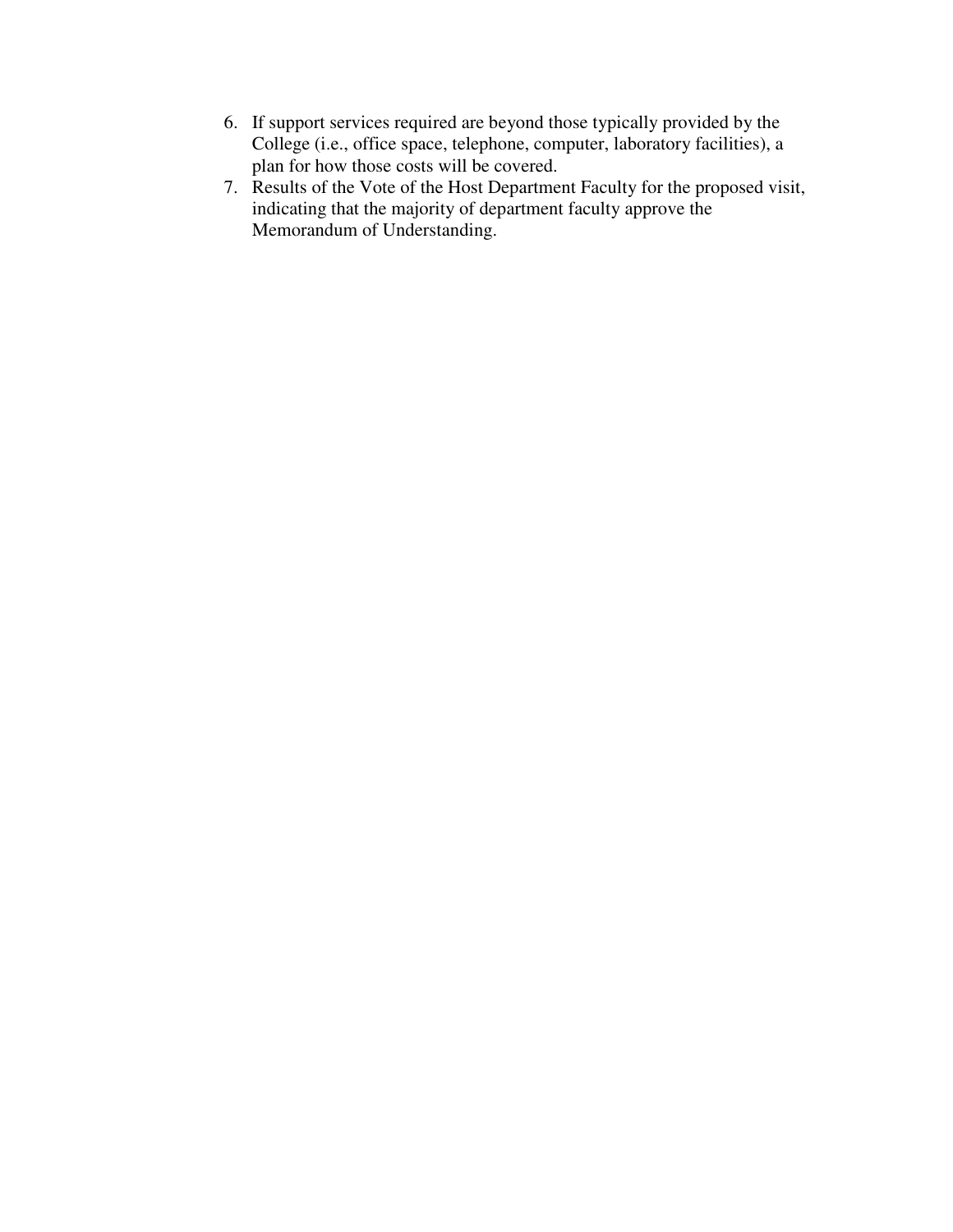6. If support services required are beyond those typically provided by the College (i.e., office space, telephone, computer, laboratory facilities), a plan for how those costs will be covered.
7. Results of the Vote of the Host Department Faculty for the proposed visit, indicating that the majority of department faculty approve the Memorandum of Understanding.